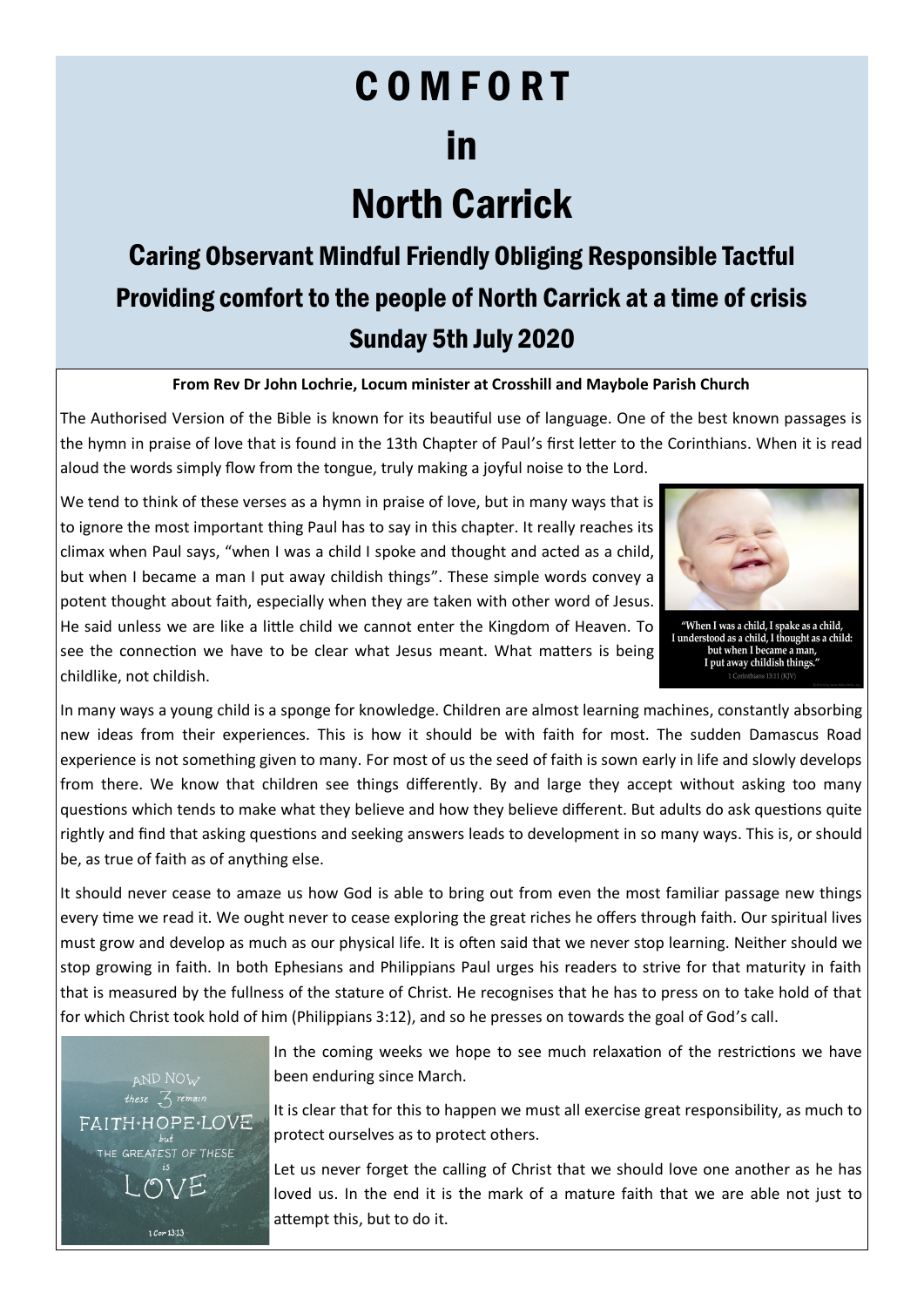# COMFORT

# in

# North Carrick

## Caring Observant Mindful Friendly Obliging Responsible Tactful

## Providing comfort to the people of North Carrick at a time of crisis

## Sunday 5th July 2020

**From Rev Dr John Lochrie, Locum minister at Crosshill and Maybole Parish Church**

The Authorised Version of the Bible is known for its beautiful use of language. One of the best known passages is the hymn in praise of love that is found in the 13th Chapter of Paul's first letter to the Corinthians. When it is read aloud the words simply flow from the tongue, truly making a joyful noise to the Lord.

We tend to think of these verses as a hymn in praise of love, but in many ways that is to ignore the most important thing Paul has to say in this chapter. It really reaches its climax when Paul says, "when I was a child I spoke and thought and acted as a child, but when I became a man I put away childish things". These simple words convey a potent thought about faith, especially when they are taken with other word of Jesus. He said unless we are like a little child we cannot enter the Kingdom of Heaven. To see the connection we have to be clear what Jesus meant. What matters is being childlike, not childish.

"When I was a child, I spake as a child, I understood as a child, I thought as a child: but when I became a man, I put away childish things."
1 Corinthians 13:11 (KJV)

In many ways a young child is a sponge for knowledge. Children are almost learning machines, constantly absorbing new ideas from their experiences. This is how it should be with faith for most. The sudden Damascus Road experience is not something given to many. For most of us the seed of faith is sown early in life and slowly develops from there. We know that children see things differently. By and large they accept without asking too many questions which tends to make what they believe and how they believe different. But adults do ask questions quite rightly and find that asking questions and seeking answers leads to development in so many ways. This is, or should be, as true of faith as of anything else.

It should never cease to amaze us how God is able to bring out from even the most familiar passage new things every time we read it. We ought never to cease exploring the great riches he offers through faith. Our spiritual lives must grow and develop as much as our physical life. It is often said that we never stop learning. Neither should we stop growing in faith. In both Ephesians and Philippians Paul urges his readers to strive for that maturity in faith that is measured by the fullness of the stature of Christ. He recognises that he has to press on to take hold of that for which Christ took hold of him (Philippians 3:12), and so he presses on towards the goal of God's call.

AND NOW these 3 remain FAITH·HOPE·LOVE but THE GREATEST OF THESE is LOVE
1 Cor 13:13

In the coming weeks we hope to see much relaxation of the restrictions we have been enduring since March.

It is clear that for this to happen we must all exercise great responsibility, as much to protect ourselves as to protect others.

Let us never forget the calling of Christ that we should love one another as he has loved us. In the end it is the mark of a mature faith that we are able not just to attempt this, but to do it.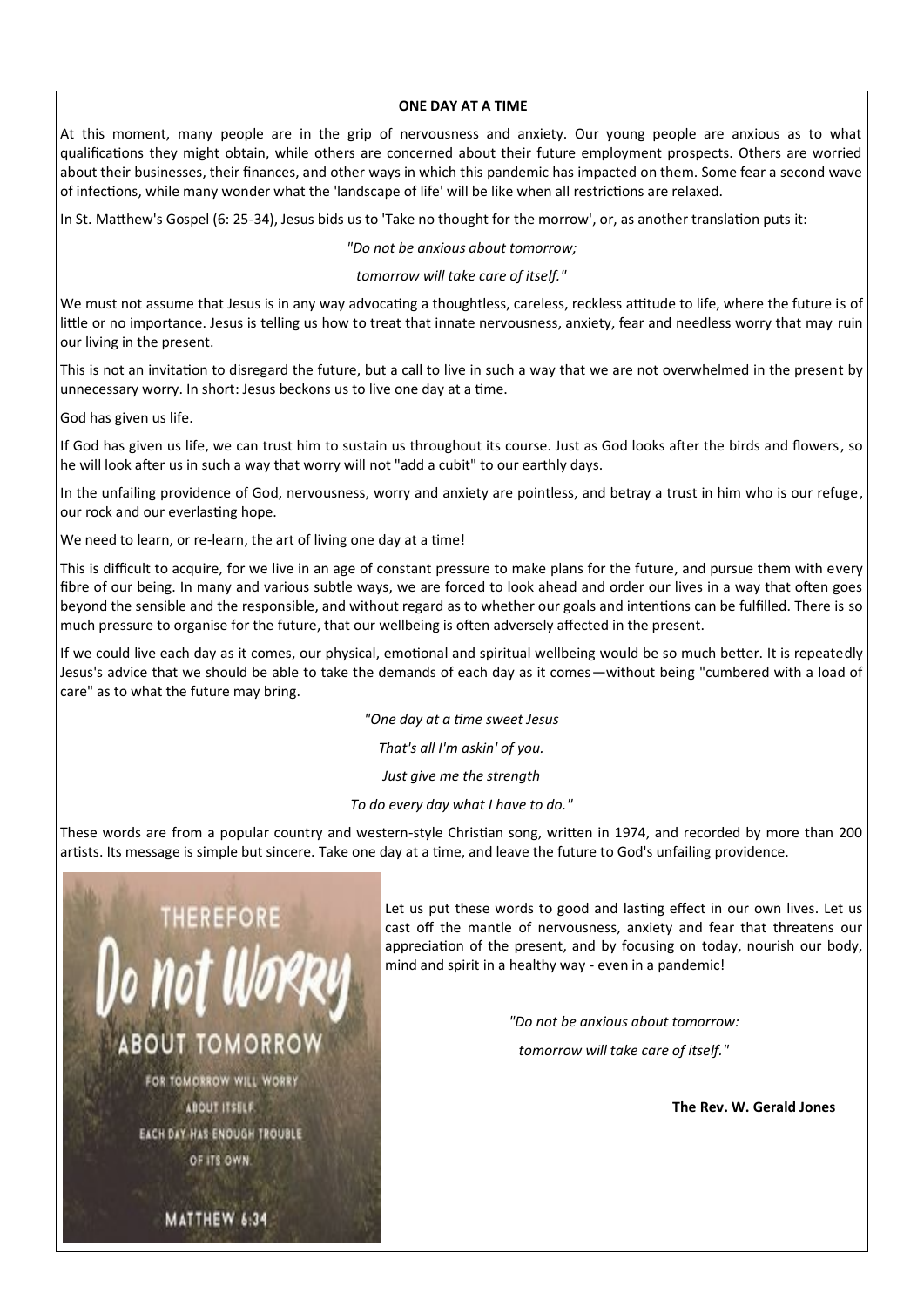**ONE DAY AT A TIME**

At this moment, many people are in the grip of nervousness and anxiety. Our young people are anxious as to what qualifications they might obtain, while others are concerned about their future employment prospects. Others are worried about their businesses, their finances, and other ways in which this pandemic has impacted on them. Some fear a second wave of infections, while many wonder what the 'landscape of life' will be like when all restrictions are relaxed.

In St. Matthew's Gospel (6: 25-34), Jesus bids us to 'Take no thought for the morrow', or, as another translation puts it:

*"Do not be anxious about tomorrow;*

*tomorrow will take care of itself."*

We must not assume that Jesus is in any way advocating a thoughtless, careless, reckless attitude to life, where the future is of little or no importance. Jesus is telling us how to treat that innate nervousness, anxiety, fear and needless worry that may ruin our living in the present.

This is not an invitation to disregard the future, but a call to live in such a way that we are not overwhelmed in the present by unnecessary worry. In short: Jesus beckons us to live one day at a time.

God has given us life.

If God has given us life, we can trust him to sustain us throughout its course. Just as God looks after the birds and flowers, so he will look after us in such a way that worry will not "add a cubit" to our earthly days.

In the unfailing providence of God, nervousness, worry and anxiety are pointless, and betray a trust in him who is our refuge, our rock and our everlasting hope.

We need to learn, or re-learn, the art of living one day at a time!

This is difficult to acquire, for we live in an age of constant pressure to make plans for the future, and pursue them with every fibre of our being. In many and various subtle ways, we are forced to look ahead and order our lives in a way that often goes beyond the sensible and the responsible, and without regard as to whether our goals and intentions can be fulfilled. There is so much pressure to organise for the future, that our wellbeing is often adversely affected in the present.

If we could live each day as it comes, our physical, emotional and spiritual wellbeing would be so much better. It is repeatedly Jesus's advice that we should be able to take the demands of each day as it comes—without being "cumbered with a load of care" as to what the future may bring.

*"One day at a time sweet Jesus*

*That's all I'm askin' of you.*

*Just give me the strength*

*To do every day what I have to do."*

These words are from a popular country and western-style Christian song, written in 1974, and recorded by more than 200 artists. Its message is simple but sincere. Take one day at a time, and leave the future to God's unfailing providence.

THEREFORE
Do not Worry
ABOUT TOMORROW
FOR TOMORROW WILL WORRY
ABOUT ITSELF.
EACH DAY HAS ENOUGH TROUBLE
OF ITS OWN.
MATTHEW 6:34

Let us put these words to good and lasting effect in our own lives. Let us cast off the mantle of nervousness, anxiety and fear that threatens our appreciation of the present, and by focusing on today, nourish our body, mind and spirit in a healthy way - even in a pandemic!

*"Do not be anxious about tomorrow:*

*tomorrow will take care of itself."*

**The Rev. W. Gerald Jones**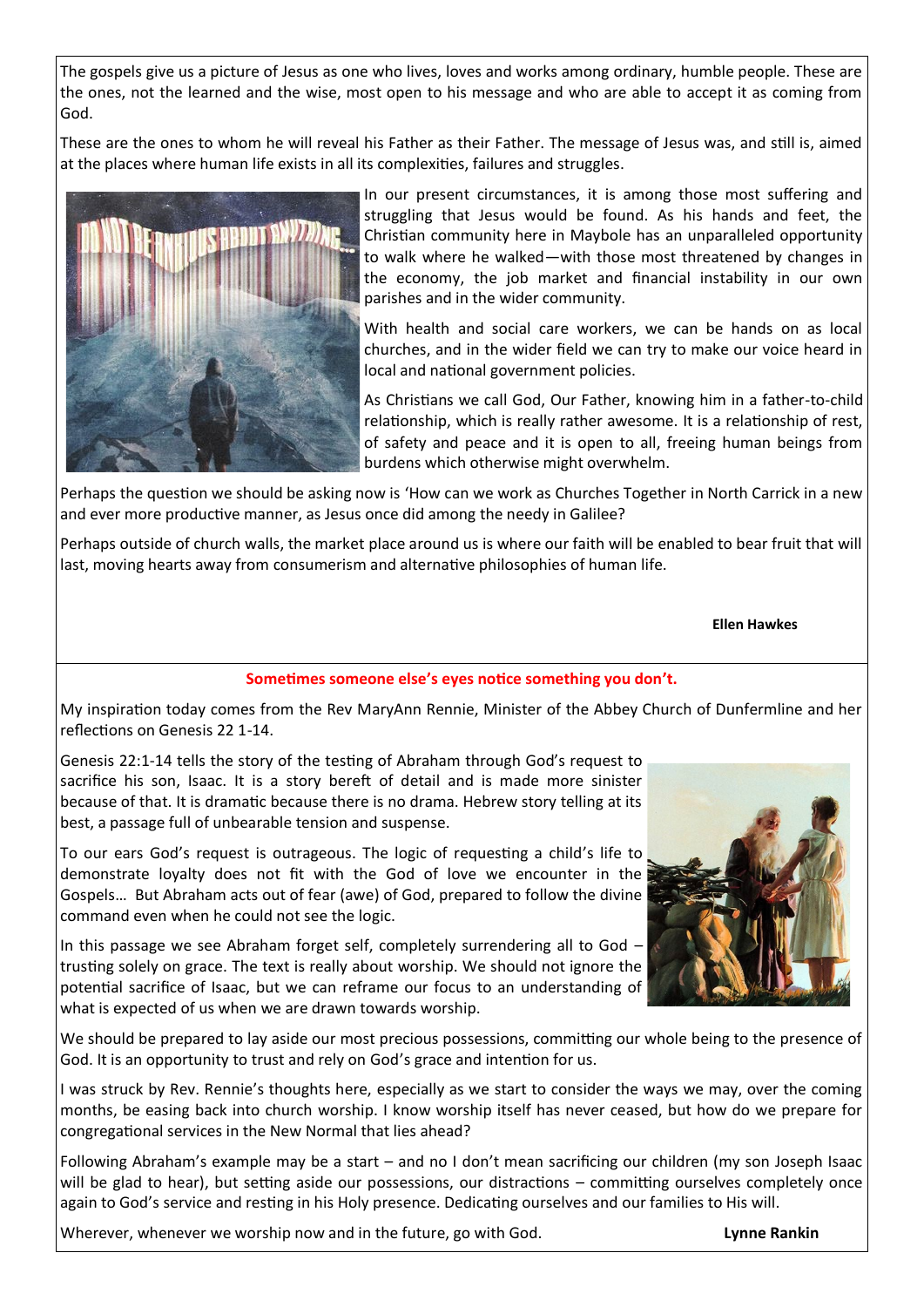The gospels give us a picture of Jesus as one who lives, loves and works among ordinary, humble people. These are the ones, not the learned and the wise, most open to his message and who are able to accept it as coming from God.

These are the ones to whom he will reveal his Father as their Father. The message of Jesus was, and still is, aimed at the places where human life exists in all its complexities, failures and struggles.

In our present circumstances, it is among those most suffering and struggling that Jesus would be found. As his hands and feet, the Christian community here in Maybole has an unparalleled opportunity to walk where he walked—with those most threatened by changes in the economy, the job market and financial instability in our own parishes and in the wider community.

With health and social care workers, we can be hands on as local churches, and in the wider field we can try to make our voice heard in local and national government policies.

As Christians we call God, Our Father, knowing him in a father-to-child relationship, which is really rather awesome. It is a relationship of rest, of safety and peace and it is open to all, freeing human beings from burdens which otherwise might overwhelm.

Perhaps the question we should be asking now is 'How can we work as Churches Together in North Carrick in a new and ever more productive manner, as Jesus once did among the needy in Galilee?

Perhaps outside of church walls, the market place around us is where our faith will be enabled to bear fruit that will last, moving hearts away from consumerism and alternative philosophies of human life.

**Ellen Hawkes**

## Sometimes someone else's eyes notice something you don't.

My inspiration today comes from the Rev MaryAnn Rennie, Minister of the Abbey Church of Dunfermline and her reflections on Genesis 22 1-14.

Genesis 22:1-14 tells the story of the testing of Abraham through God's request to sacrifice his son, Isaac. It is a story bereft of detail and is made more sinister because of that. It is dramatic because there is no drama. Hebrew story telling at its best, a passage full of unbearable tension and suspense.

To our ears God's request is outrageous. The logic of requesting a child's life to demonstrate loyalty does not fit with the God of love we encounter in the Gospels… But Abraham acts out of fear (awe) of God, prepared to follow the divine command even when he could not see the logic.

In this passage we see Abraham forget self, completely surrendering all to God – trusting solely on grace. The text is really about worship. We should not ignore the potential sacrifice of Isaac, but we can reframe our focus to an understanding of what is expected of us when we are drawn towards worship.

We should be prepared to lay aside our most precious possessions, committing our whole being to the presence of God. It is an opportunity to trust and rely on God's grace and intention for us.

I was struck by Rev. Rennie's thoughts here, especially as we start to consider the ways we may, over the coming months, be easing back into church worship. I know worship itself has never ceased, but how do we prepare for congregational services in the New Normal that lies ahead?

Following Abraham's example may be a start – and no I don't mean sacrificing our children (my son Joseph Isaac will be glad to hear), but setting aside our possessions, our distractions – committing ourselves completely once again to God's service and resting in his Holy presence. Dedicating ourselves and our families to His will.

Wherever, whenever we worship now and in the future, go with God.

**Lynne Rankin**